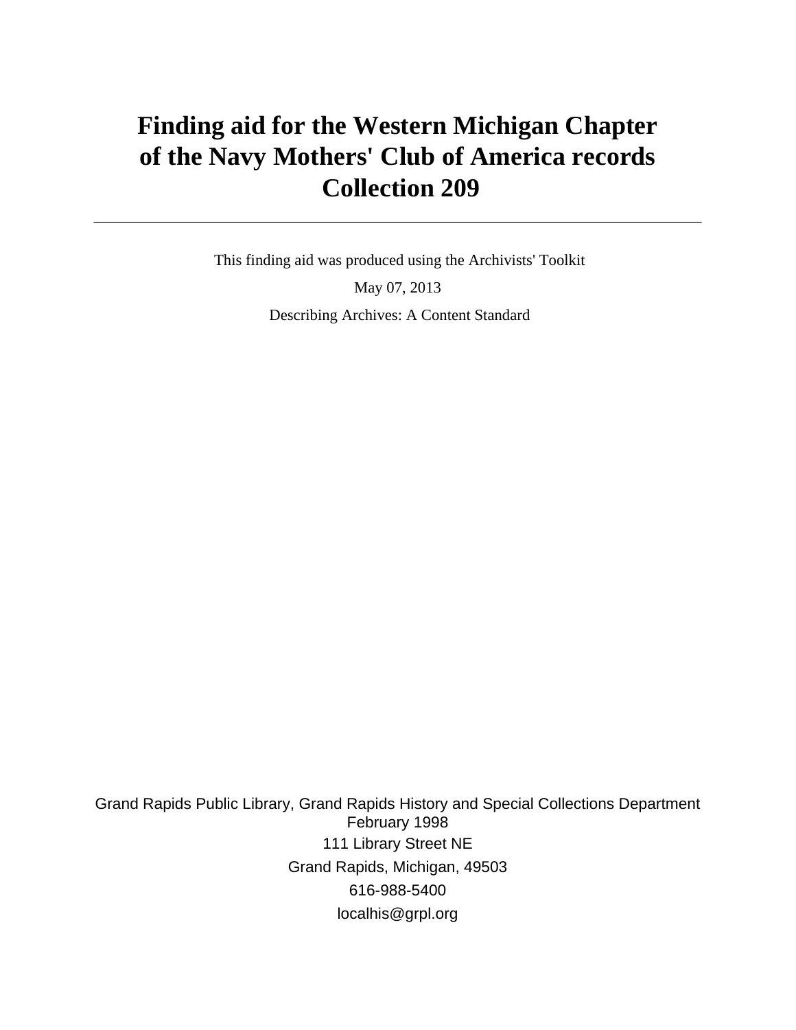# Finding aid for the Western Michigan Chapter of the Navy Mothers' Club of America records Collection 209

---

This finding aid was produced using the Archivists' Toolkit

May 07, 2013

Describing Archives: A Content Standard

Grand Rapids Public Library, Grand Rapids History and Special Collections Department
February 1998

111 Library Street NE

Grand Rapids, Michigan, 49503

616-988-5400

localhis@grpl.org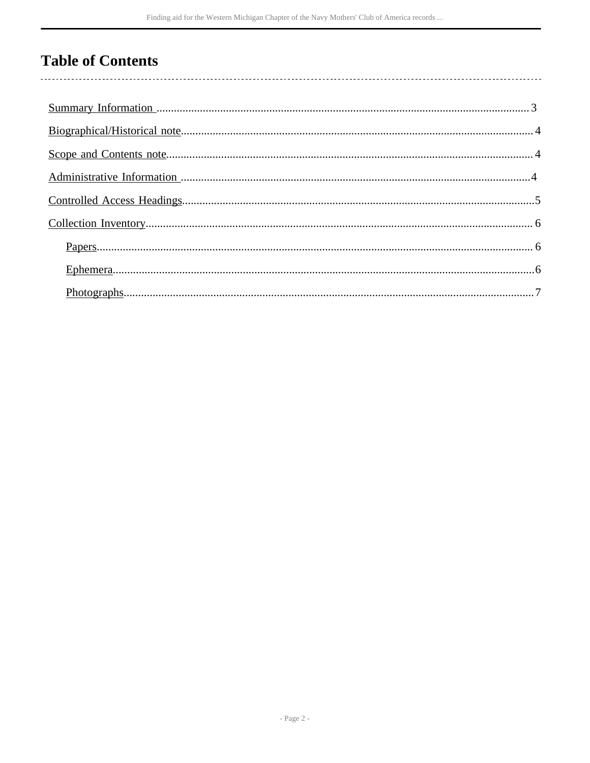# Table of Contents

- Summary Information ... 3
- Biographical/Historical note ... 4
- Scope and Contents note ... 4
- Administrative Information ... 4
- Controlled Access Headings ... 5
- Collection Inventory ... 6
  - Papers ... 6
  - Ephemera ... 6
  - Photographs ... 7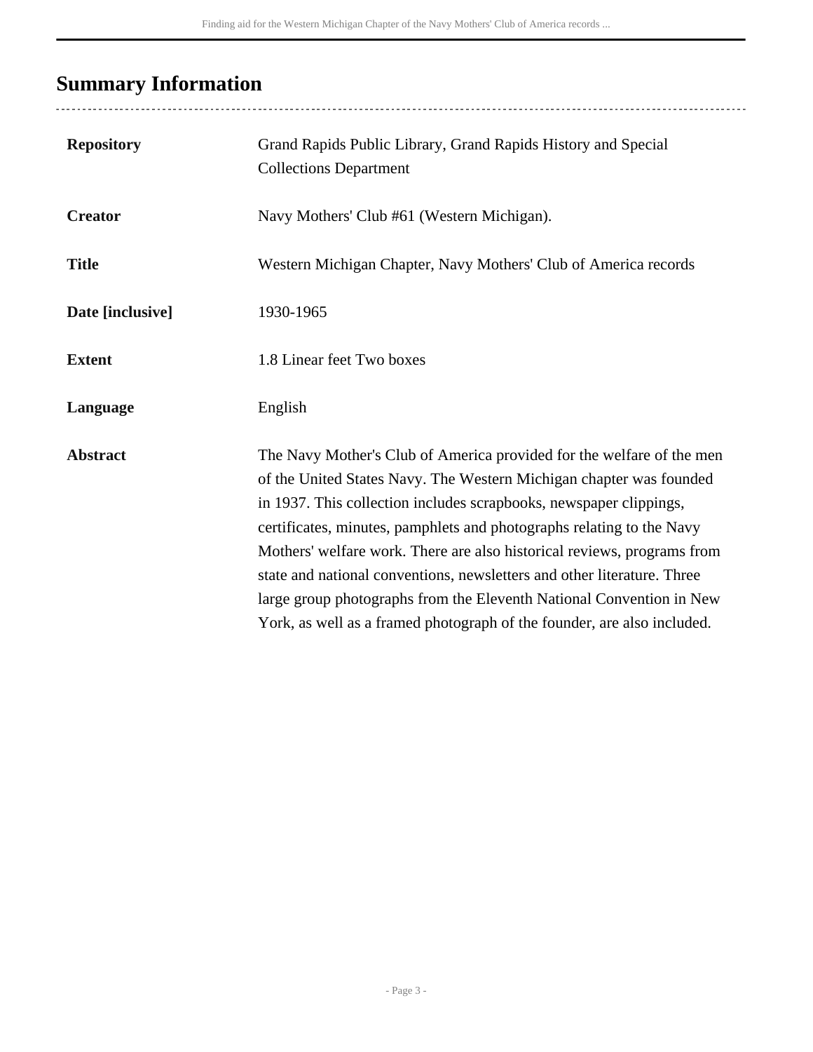## Summary Information

| | |
|---|---|
| **Repository** | Grand Rapids Public Library, Grand Rapids History and Special Collections Department |
| **Creator** | Navy Mothers' Club #61 (Western Michigan). |
| **Title** | Western Michigan Chapter, Navy Mothers' Club of America records |
| **Date [inclusive]** | 1930-1965 |
| **Extent** | 1.8 Linear feet Two boxes |
| **Language** | English |
| **Abstract** | The Navy Mother's Club of America provided for the welfare of the men of the United States Navy. The Western Michigan chapter was founded in 1937. This collection includes scrapbooks, newspaper clippings, certificates, minutes, pamphlets and photographs relating to the Navy Mothers' welfare work. There are also historical reviews, programs from state and national conventions, newsletters and other literature. Three large group photographs from the Eleventh National Convention in New York, as well as a framed photograph of the founder, are also included. |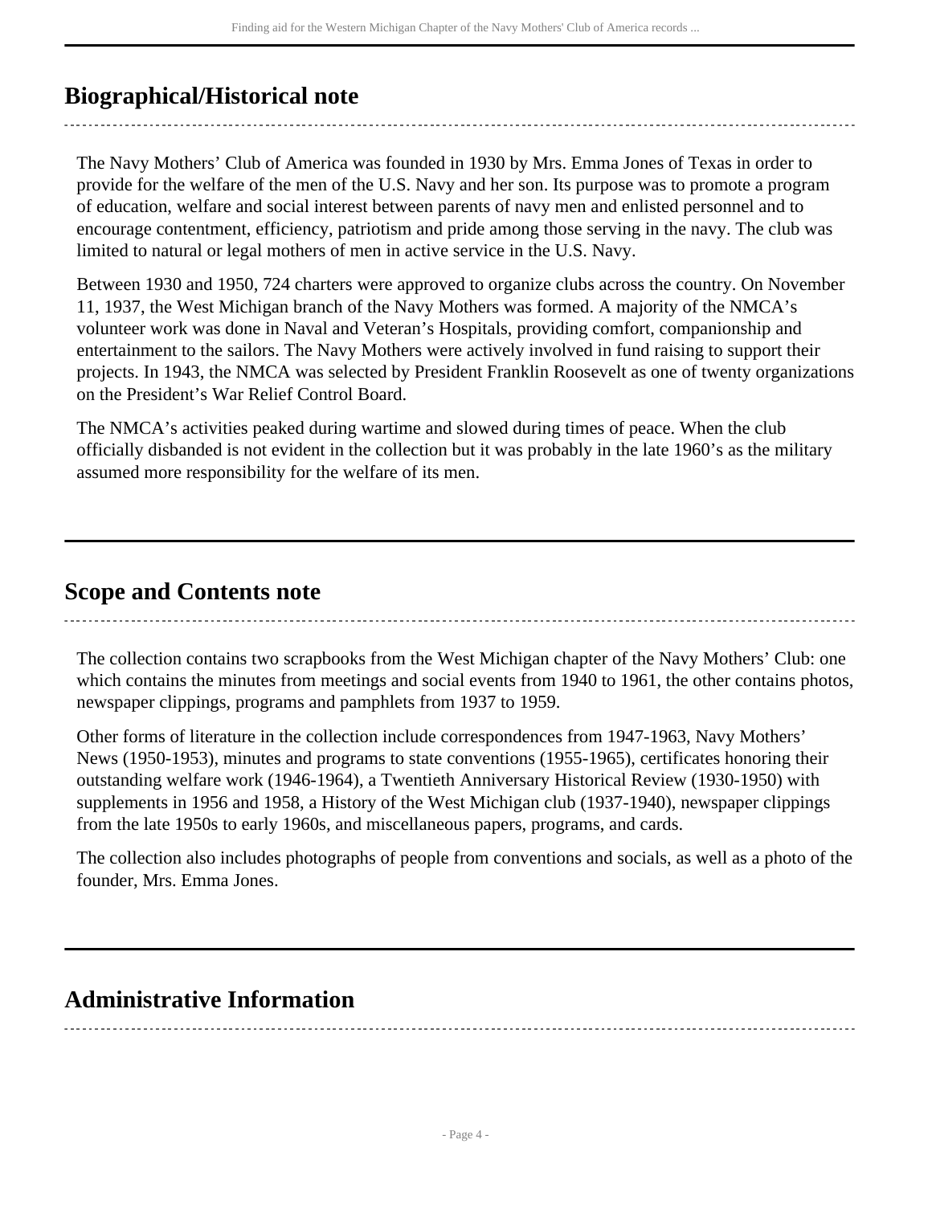## Biographical/Historical note

The Navy Mothers' Club of America was founded in 1930 by Mrs. Emma Jones of Texas in order to provide for the welfare of the men of the U.S. Navy and her son. Its purpose was to promote a program of education, welfare and social interest between parents of navy men and enlisted personnel and to encourage contentment, efficiency, patriotism and pride among those serving in the navy. The club was limited to natural or legal mothers of men in active service in the U.S. Navy.

Between 1930 and 1950, 724 charters were approved to organize clubs across the country. On November 11, 1937, the West Michigan branch of the Navy Mothers was formed. A majority of the NMCA's volunteer work was done in Naval and Veteran's Hospitals, providing comfort, companionship and entertainment to the sailors. The Navy Mothers were actively involved in fund raising to support their projects. In 1943, the NMCA was selected by President Franklin Roosevelt as one of twenty organizations on the President's War Relief Control Board.

The NMCA's activities peaked during wartime and slowed during times of peace. When the club officially disbanded is not evident in the collection but it was probably in the late 1960's as the military assumed more responsibility for the welfare of its men.

## Scope and Contents note

The collection contains two scrapbooks from the West Michigan chapter of the Navy Mothers' Club: one which contains the minutes from meetings and social events from 1940 to 1961, the other contains photos, newspaper clippings, programs and pamphlets from 1937 to 1959.

Other forms of literature in the collection include correspondences from 1947-1963, Navy Mothers' News (1950-1953), minutes and programs to state conventions (1955-1965), certificates honoring their outstanding welfare work (1946-1964), a Twentieth Anniversary Historical Review (1930-1950) with supplements in 1956 and 1958, a History of the West Michigan club (1937-1940), newspaper clippings from the late 1950s to early 1960s, and miscellaneous papers, programs, and cards.

The collection also includes photographs of people from conventions and socials, as well as a photo of the founder, Mrs. Emma Jones.

## Administrative Information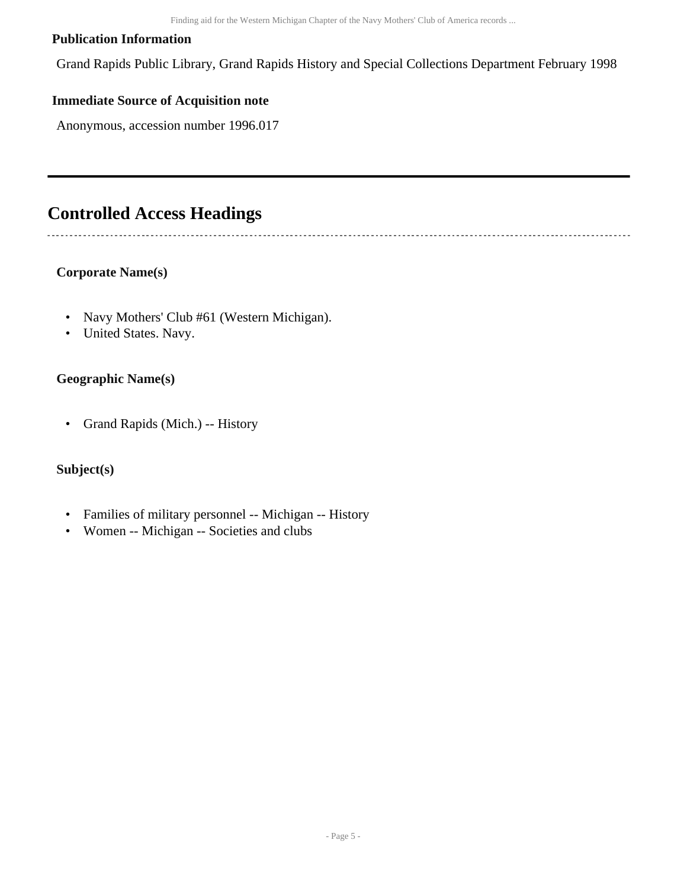### Publication Information

Grand Rapids Public Library, Grand Rapids History and Special Collections Department February 1998

### Immediate Source of Acquisition note

Anonymous, accession number 1996.017

## Controlled Access Headings

### Corporate Name(s)

- Navy Mothers' Club #61 (Western Michigan).
- United States. Navy.

### Geographic Name(s)

- Grand Rapids (Mich.) -- History

### Subject(s)

- Families of military personnel -- Michigan -- History
- Women -- Michigan -- Societies and clubs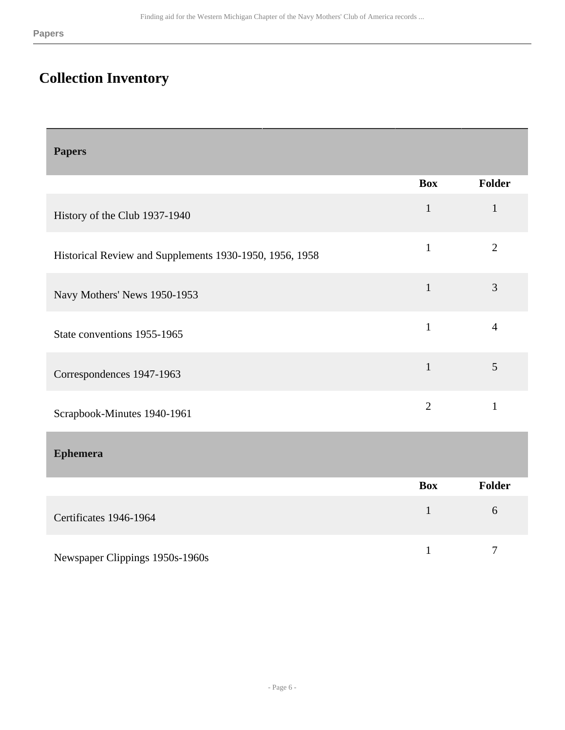## Collection Inventory

| Papers | Box | Folder |
|---|---|---|
| History of the Club 1937-1940 | 1 | 1 |
| Historical Review and Supplements 1930-1950, 1956, 1958 | 1 | 2 |
| Navy Mothers' News 1950-1953 | 1 | 3 |
| State conventions 1955-1965 | 1 | 4 |
| Correspondences 1947-1963 | 1 | 5 |
| Scrapbook-Minutes 1940-1961 | 2 | 1 |

| Ephemera | Box | Folder |
|---|---|---|
| Certificates 1946-1964 | 1 | 6 |
| Newspaper Clippings 1950s-1960s | 1 | 7 |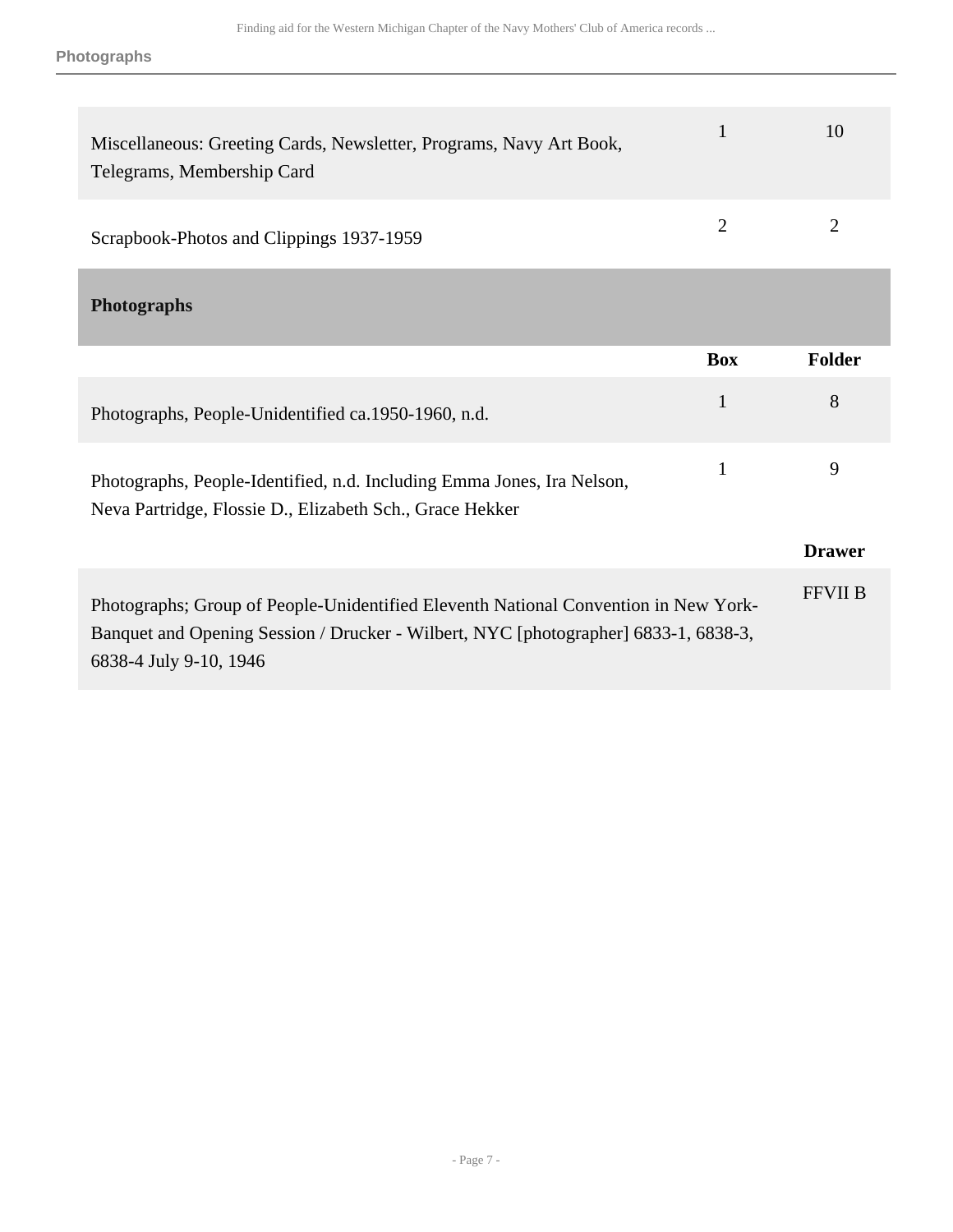| | | |
|---|---|---|
| Miscellaneous: Greeting Cards, Newsletter, Programs, Navy Art Book, Telegrams, Membership Card | 1 | 10 |
| Scrapbook-Photos and Clippings 1937-1959 | 2 | 2 |

## Photographs

| | Box | Folder |
|---|---|---|
| Photographs, People-Unidentified ca.1950-1960, n.d. | 1 | 8 |
| Photographs, People-Identified, n.d. Including Emma Jones, Ira Nelson, Neva Partridge, Flossie D., Elizabeth Sch., Grace Hekker | 1 | 9 |

| | Drawer |
|---|---|
| Photographs; Group of People-Unidentified Eleventh National Convention in New York-Banquet and Opening Session / Drucker - Wilbert, NYC [photographer] 6833-1, 6838-3, 6838-4 July 9-10, 1946 | FFVII B |